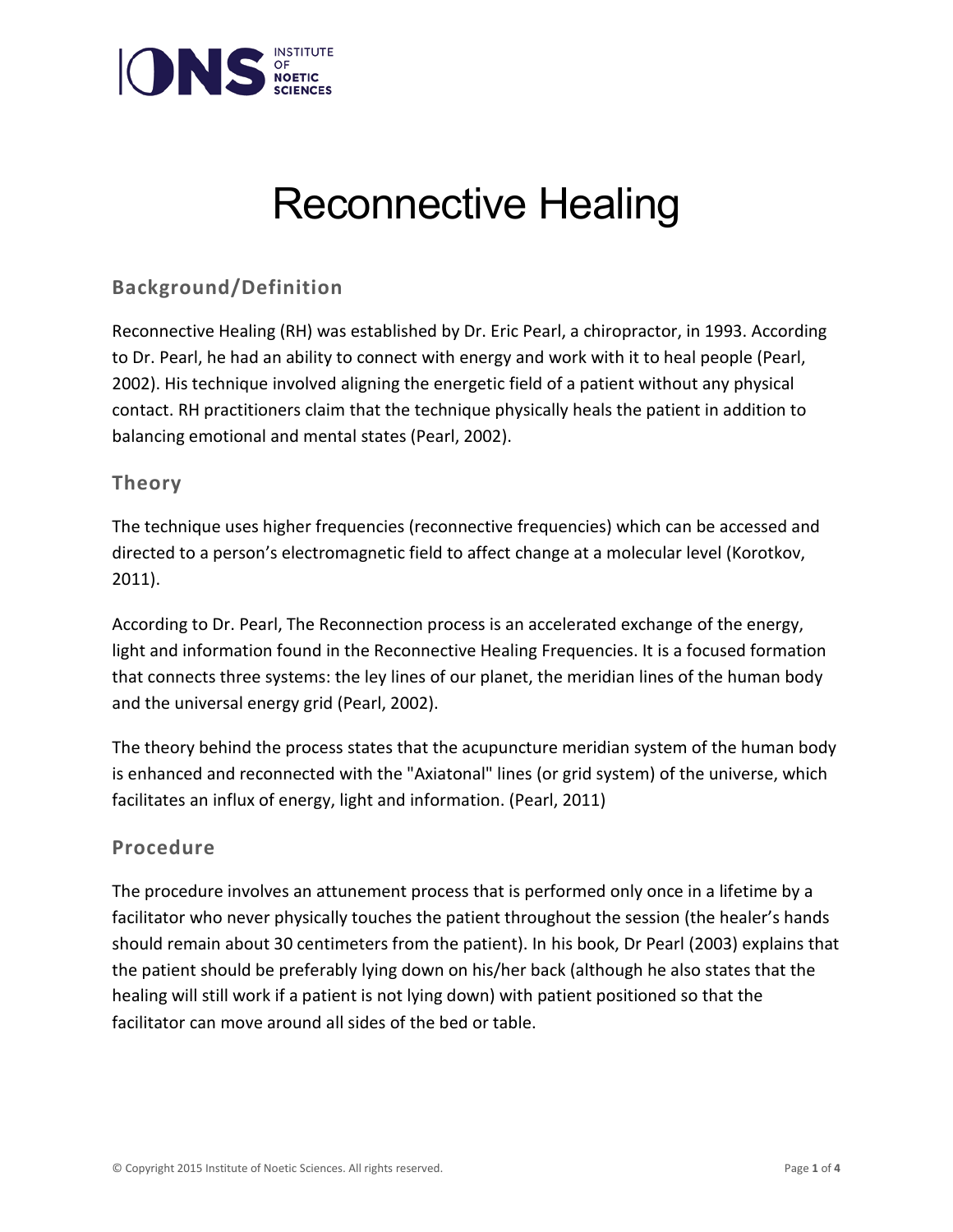# Reconnective Healing

## Background/Definition

Reconnective Healing (RH) was established by Dr. Eric Pearl, a chiropractor, in 1993. According to Dr. Pearl, he had an ability to connect with energy and work with it to heal people (Pearl, 2002). His technique involved aligning the energetic field of a patient without any physical contact. RH practitioners claim that the technique physically heals the patient in addition to balancing emotional and mental states (Pearl, 2002).

## Theory

The technique uses higher frequencies (reconnective frequencies) which can be accessed and directed to a person's electromagnetic field to affect change at a molecular level (Korotkov, 2011).

According to Dr. Pearl, The Reconnection process is an accelerated exchange of the energy, light and information found in the Reconnective Healing Frequencies. It is a focused formation that connects three systems: the ley lines of our planet, the meridian lines of the human body and the universal energy grid (Pearl, 2002).

The theory behind the process states that the acupuncture meridian system of the human body is enhanced and reconnected with the "Axiatonal" lines (or grid system) of the universe, which facilitates an influx of energy, light and information. (Pearl, 2011)

## Procedure

The procedure involves an attunement process that is performed only once in a lifetime by a facilitator who never physically touches the patient throughout the session (the healer's hands should remain about 30 centimeters from the patient). In his book, Dr Pearl (2003) explains that the patient should be preferably lying down on his/her back (although he also states that the healing will still work if a patient is not lying down) with patient positioned so that the facilitator can move around all sides of the bed or table.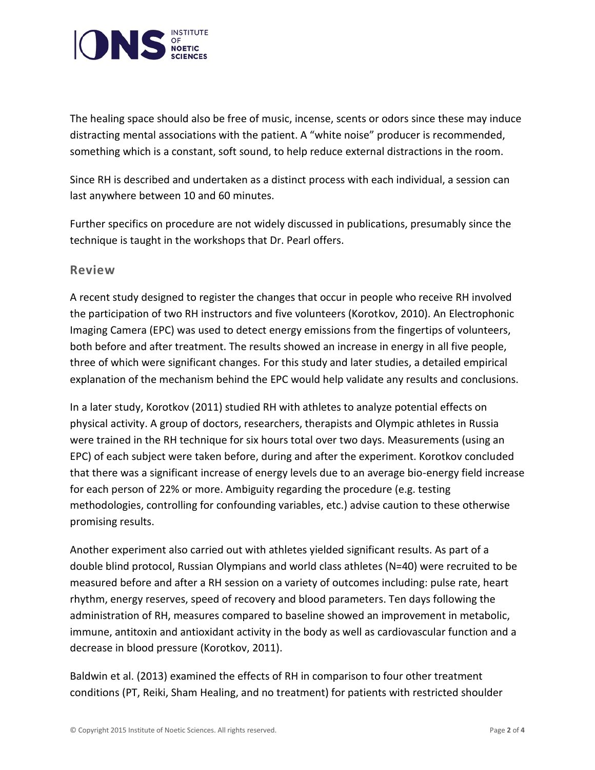The healing space should also be free of music, incense, scents or odors since these may induce distracting mental associations with the patient. A "white noise" producer is recommended, something which is a constant, soft sound, to help reduce external distractions in the room.

Since RH is described and undertaken as a distinct process with each individual, a session can last anywhere between 10 and 60 minutes.

Further specifics on procedure are not widely discussed in publications, presumably since the technique is taught in the workshops that Dr. Pearl offers.

## Review

A recent study designed to register the changes that occur in people who receive RH involved the participation of two RH instructors and five volunteers (Korotkov, 2010). An Electrophonic Imaging Camera (EPC) was used to detect energy emissions from the fingertips of volunteers, both before and after treatment. The results showed an increase in energy in all five people, three of which were significant changes. For this study and later studies, a detailed empirical explanation of the mechanism behind the EPC would help validate any results and conclusions.

In a later study, Korotkov (2011) studied RH with athletes to analyze potential effects on physical activity. A group of doctors, researchers, therapists and Olympic athletes in Russia were trained in the RH technique for six hours total over two days. Measurements (using an EPC) of each subject were taken before, during and after the experiment. Korotkov concluded that there was a significant increase of energy levels due to an average bio-energy field increase for each person of 22% or more. Ambiguity regarding the procedure (e.g. testing methodologies, controlling for confounding variables, etc.) advise caution to these otherwise promising results.

Another experiment also carried out with athletes yielded significant results. As part of a double blind protocol, Russian Olympians and world class athletes (N=40) were recruited to be measured before and after a RH session on a variety of outcomes including: pulse rate, heart rhythm, energy reserves, speed of recovery and blood parameters. Ten days following the administration of RH, measures compared to baseline showed an improvement in metabolic, immune, antitoxin and antioxidant activity in the body as well as cardiovascular function and a decrease in blood pressure (Korotkov, 2011).

Baldwin et al. (2013) examined the effects of RH in comparison to four other treatment conditions (PT, Reiki, Sham Healing, and no treatment) for patients with restricted shoulder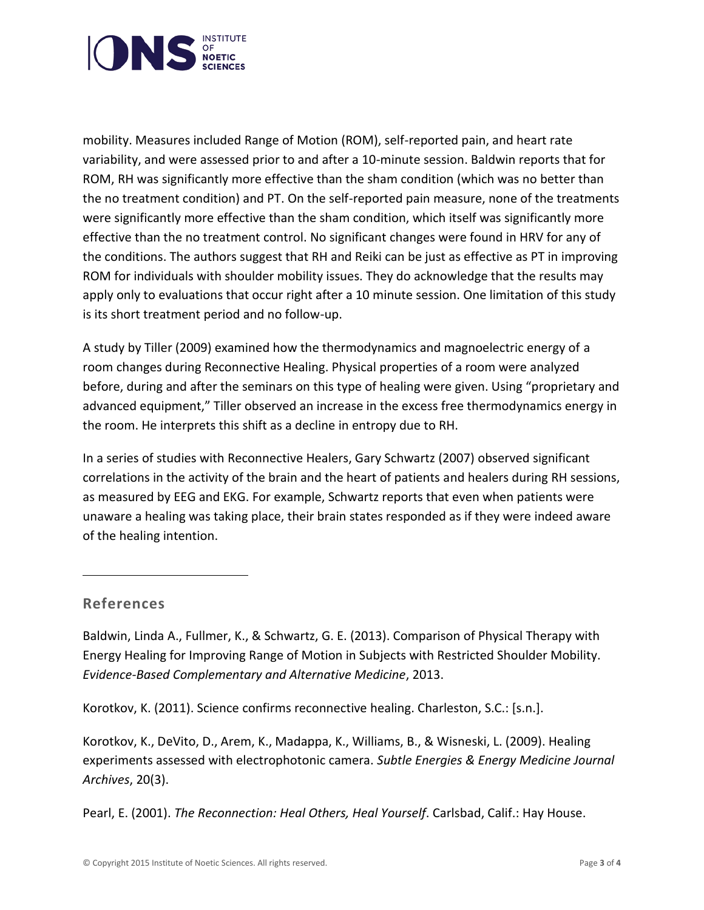mobility. Measures included Range of Motion (ROM), self-reported pain, and heart rate variability, and were assessed prior to and after a 10-minute session. Baldwin reports that for ROM, RH was significantly more effective than the sham condition (which was no better than the no treatment condition) and PT. On the self-reported pain measure, none of the treatments were significantly more effective than the sham condition, which itself was significantly more effective than the no treatment control. No significant changes were found in HRV for any of the conditions. The authors suggest that RH and Reiki can be just as effective as PT in improving ROM for individuals with shoulder mobility issues. They do acknowledge that the results may apply only to evaluations that occur right after a 10 minute session. One limitation of this study is its short treatment period and no follow-up.

A study by Tiller (2009) examined how the thermodynamics and magnoelectric energy of a room changes during Reconnective Healing. Physical properties of a room were analyzed before, during and after the seminars on this type of healing were given. Using "proprietary and advanced equipment," Tiller observed an increase in the excess free thermodynamics energy in the room. He interprets this shift as a decline in entropy due to RH.

In a series of studies with Reconnective Healers, Gary Schwartz (2007) observed significant correlations in the activity of the brain and the heart of patients and healers during RH sessions, as measured by EEG and EKG. For example, Schwartz reports that even when patients were unaware a healing was taking place, their brain states responded as if they were indeed aware of the healing intention.

---

## References

Baldwin, Linda A., Fullmer, K., & Schwartz, G. E. (2013). Comparison of Physical Therapy with Energy Healing for Improving Range of Motion in Subjects with Restricted Shoulder Mobility. *Evidence-Based Complementary and Alternative Medicine*, 2013.

Korotkov, K. (2011). Science confirms reconnective healing. Charleston, S.C.: [s.n.].

Korotkov, K., DeVito, D., Arem, K., Madappa, K., Williams, B., & Wisneski, L. (2009). Healing experiments assessed with electrophotonic camera. *Subtle Energies & Energy Medicine Journal Archives*, 20(3).

Pearl, E. (2001). *The Reconnection: Heal Others, Heal Yourself*. Carlsbad, Calif.: Hay House.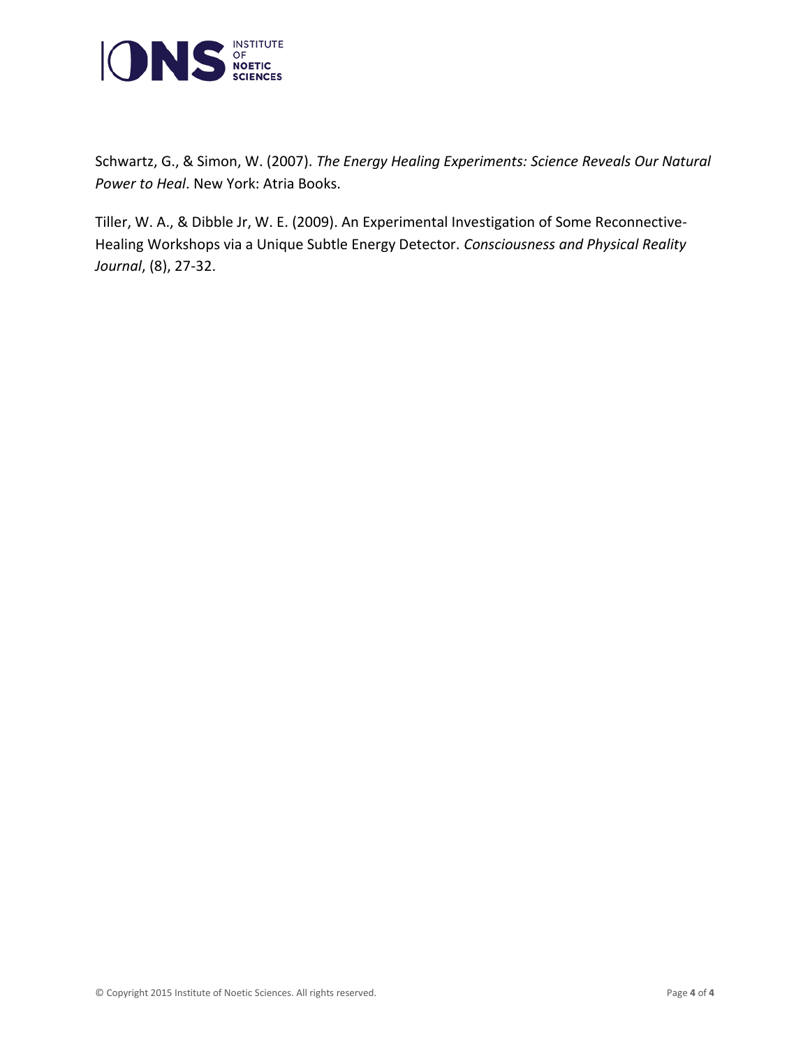Schwartz, G., & Simon, W. (2007). *The Energy Healing Experiments: Science Reveals Our Natural Power to Heal*. New York: Atria Books.

Tiller, W. A., & Dibble Jr, W. E. (2009). An Experimental Investigation of Some Reconnective-Healing Workshops via a Unique Subtle Energy Detector. *Consciousness and Physical Reality Journal*, (8), 27-32.